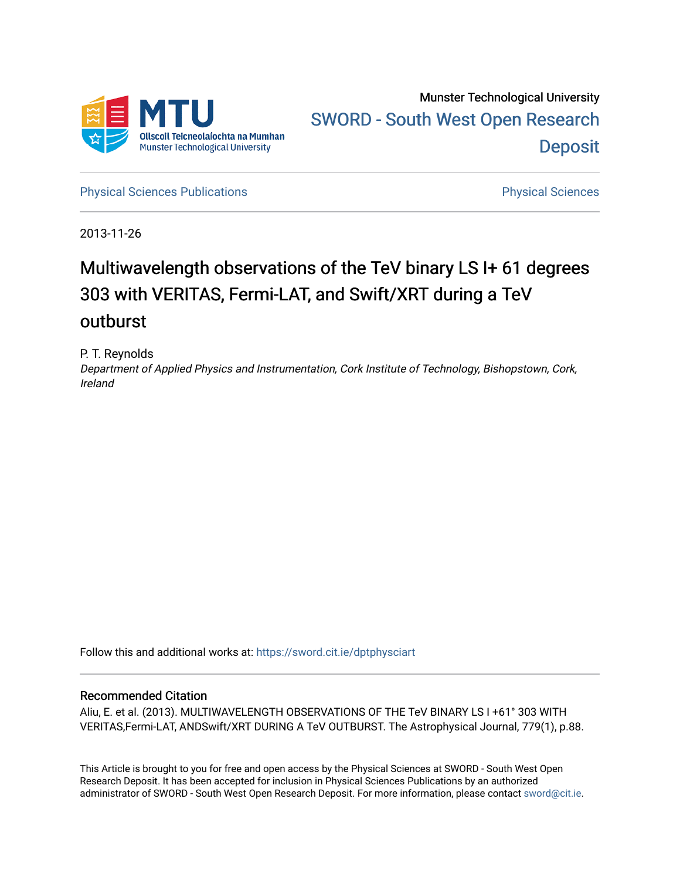Munster Technological University

SWORD - South West Open Research Deposit

Physical Sciences Publications | Physical Sciences

2013-11-26

# Multiwavelength observations of the TeV binary LS I+ 61 degrees 303 with VERITAS, Fermi-LAT, and Swift/XRT during a TeV outburst

P. T. Reynolds

*Department of Applied Physics and Instrumentation, Cork Institute of Technology, Bishopstown, Cork, Ireland*

Follow this and additional works at: https://sword.cit.ie/dptphysciart

## Recommended Citation

Aliu, E. et al. (2013). MULTIWAVELENGTH OBSERVATIONS OF THE TeV BINARY LS I +61° 303 WITH VERITAS,Fermi-LAT, ANDSwift/XRT DURING A TeV OUTBURST. The Astrophysical Journal, 779(1), p.88.

This Article is brought to you for free and open access by the Physical Sciences at SWORD - South West Open Research Deposit. It has been accepted for inclusion in Physical Sciences Publications by an authorized administrator of SWORD - South West Open Research Deposit. For more information, please contact sword@cit.ie.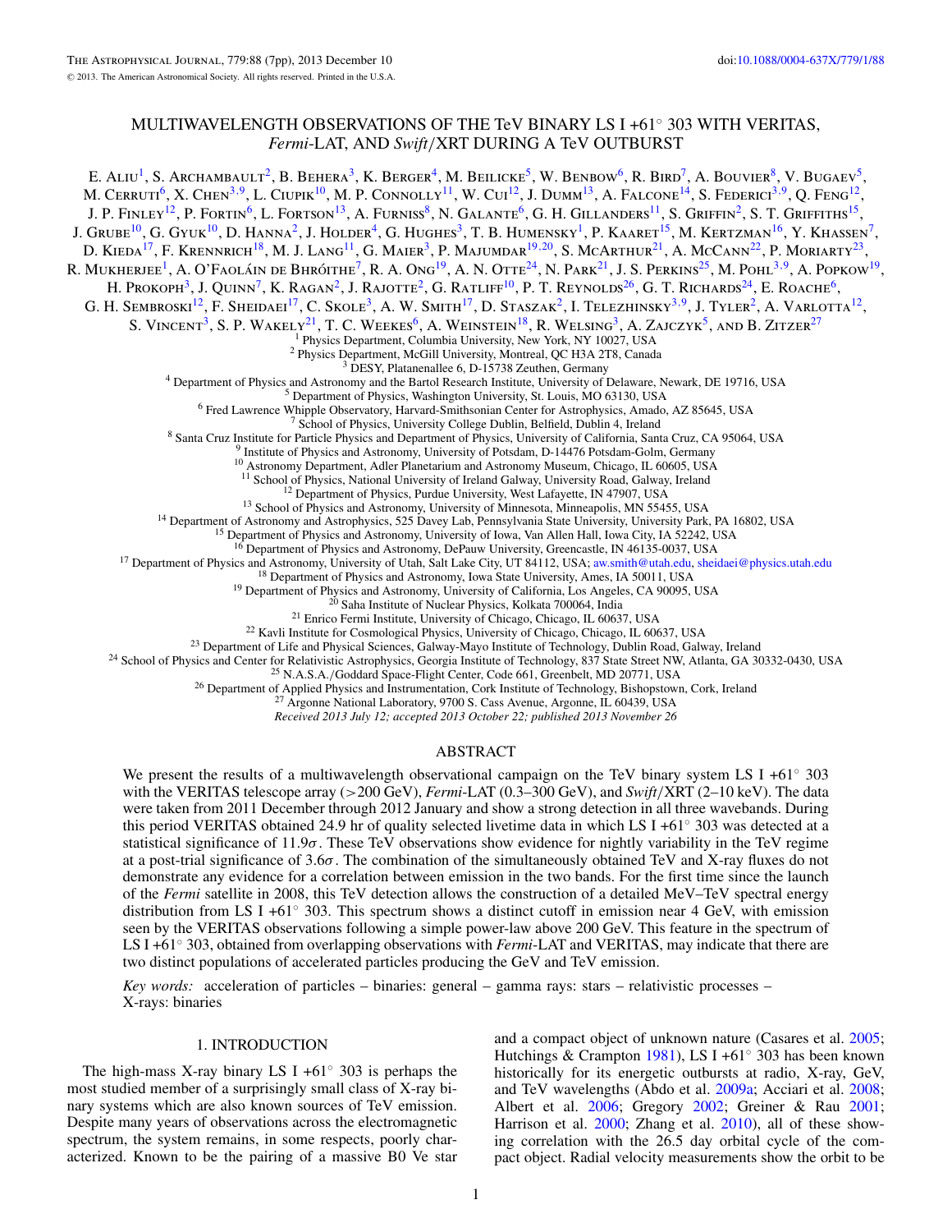# MULTIWAVELENGTH OBSERVATIONS OF THE TeV BINARY LS I +61° 303 WITH VERITAS, *Fermi*-LAT, AND *Swift*/XRT DURING A TeV OUTBURST

E. Aliu[1], S. Archambault[2], B. Behera[3], K. Berger[4], M. Beilicke[5], W. Benbow[6], R. Bird[7], A. Bouvier[8], V. Bugaev[5], M. Cerruti[6], X. Chen[3,9], L. Ciupik[10], M. P. Connolly[11], W. Cui[12], J. Dumm[13], A. Falcone[14], S. Federici[3,9], Q. Feng[12], J. P. Finley[12], P. Fortin[6], L. Fortson[13], A. Furniss[8], N. Galante[6], G. H. Gillanders[11], S. Griffin[2], S. T. Griffiths[15], J. Grube[10], G. Gyuk[10], D. Hanna[2], J. Holder[4], G. Hughes[3], T. B. Humensky[1], P. Kaaret[15], M. Kertzman[16], Y. Khassen[7], D. Kieda[17], F. Krennrich[18], M. J. Lang[11], G. Maier[3], P. Majumdar[19,20], S. McArthur[21], A. McCann[22], P. Moriarty[23], R. Mukherjee[1], A. O'Faoláin de Bhróithe[7], R. A. Ong[19], A. N. Otte[24], N. Park[21], J. S. Perkins[25], M. Pohl[3,9], A. Popkow[19], H. Prokoph[3], J. Quinn[7], K. Ragan[2], J. Rajotte[2], G. Ratliff[10], P. T. Reynolds[26], G. T. Richards[24], E. Roache[6], G. H. Sembroski[12], F. Sheidaei[17], C. Skole[3], A. W. Smith[17], D. Staszak[2], I. Telezhinsky[3,9], J. Tyler[2], A. Varlotta[12], S. Vincent[3], S. P. Wakely[21], T. C. Weekes[6], A. Weinstein[18], R. Welsing[3], A. Zajczyk[5], and B. Zitzer[27]

[1] Physics Department, Columbia University, New York, NY 10027, USA
[2] Physics Department, McGill University, Montreal, QC H3A 2T8, Canada
[3] DESY, Platanenallee 6, D-15738 Zeuthen, Germany
[4] Department of Physics and Astronomy and the Bartol Research Institute, University of Delaware, Newark, DE 19716, USA
[5] Department of Physics, Washington University, St. Louis, MO 63130, USA
[6] Fred Lawrence Whipple Observatory, Harvard-Smithsonian Center for Astrophysics, Amado, AZ 85645, USA
[7] School of Physics, University College Dublin, Belfield, Dublin 4, Ireland
[8] Santa Cruz Institute for Particle Physics and Department of Physics, University of California, Santa Cruz, CA 95064, USA
[9] Institute of Physics and Astronomy, University of Potsdam, D-14476 Potsdam-Golm, Germany
[10] Astronomy Department, Adler Planetarium and Astronomy Museum, Chicago, IL 60605, USA
[11] School of Physics, National University of Ireland Galway, University Road, Galway, Ireland
[12] Department of Physics, Purdue University, West Lafayette, IN 47907, USA
[13] School of Physics and Astronomy, University of Minnesota, Minneapolis, MN 55455, USA
[14] Department of Astronomy and Astrophysics, 525 Davey Lab, Pennsylvania State University, University Park, PA 16802, USA
[15] Department of Physics and Astronomy, University of Iowa, Van Allen Hall, Iowa City, IA 52242, USA
[16] Department of Physics and Astronomy, DePauw University, Greencastle, IN 46135-0037, USA
[17] Department of Physics and Astronomy, University of Utah, Salt Lake City, UT 84112, USA; aw.smith@utah.edu, sheidaei@physics.utah.edu
[18] Department of Physics and Astronomy, Iowa State University, Ames, IA 50011, USA
[19] Department of Physics and Astronomy, University of California, Los Angeles, CA 90095, USA
[20] Saha Institute of Nuclear Physics, Kolkata 700064, India
[21] Enrico Fermi Institute, University of Chicago, Chicago, IL 60637, USA
[22] Kavli Institute for Cosmological Physics, University of Chicago, Chicago, IL 60637, USA
[23] Department of Life and Physical Sciences, Galway-Mayo Institute of Technology, Dublin Road, Galway, Ireland
[24] School of Physics and Center for Relativistic Astrophysics, Georgia Institute of Technology, 837 State Street NW, Atlanta, GA 30332-0430, USA
[25] N.A.S.A./Goddard Space-Flight Center, Code 661, Greenbelt, MD 20771, USA
[26] Department of Applied Physics and Instrumentation, Cork Institute of Technology, Bishopstown, Cork, Ireland
[27] Argonne National Laboratory, 9700 S. Cass Avenue, Argonne, IL 60439, USA

*Received 2013 July 12; accepted 2013 October 22; published 2013 November 26*

## ABSTRACT

We present the results of a multiwavelength observational campaign on the TeV binary system LS I +61° 303 with the VERITAS telescope array (>200 GeV), *Fermi*-LAT (0.3–300 GeV), and *Swift*/XRT (2–10 keV). The data were taken from 2011 December through 2012 January and show a strong detection in all three wavebands. During this period VERITAS obtained 24.9 hr of quality selected livetime data in which LS I +61° 303 was detected at a statistical significance of 11.9$\sigma$. These TeV observations show evidence for nightly variability in the TeV regime at a post-trial significance of 3.6$\sigma$. The combination of the simultaneously obtained TeV and X-ray fluxes do not demonstrate any evidence for a correlation between emission in the two bands. For the first time since the launch of the *Fermi* satellite in 2008, this TeV detection allows the construction of a detailed MeV–TeV spectral energy distribution from LS I +61° 303. This spectrum shows a distinct cutoff in emission near 4 GeV, with emission seen by the VERITAS observations following a simple power-law above 200 GeV. This feature in the spectrum of LS I +61° 303, obtained from overlapping observations with *Fermi*-LAT and VERITAS, may indicate that there are two distinct populations of accelerated particles producing the GeV and TeV emission.

*Key words:* acceleration of particles – binaries: general – gamma rays: stars – relativistic processes – X-rays: binaries

## 1. INTRODUCTION

The high-mass X-ray binary LS I +61° 303 is perhaps the most studied member of a surprisingly small class of X-ray binary systems which are also known sources of TeV emission. Despite many years of observations across the electromagnetic spectrum, the system remains, in some respects, poorly characterized. Known to be the pairing of a massive B0 Ve star and a compact object of unknown nature (Casares et al. 2005; Hutchings & Crampton 1981), LS I +61° 303 has been known historically for its energetic outbursts at radio, X-ray, GeV, and TeV wavelengths (Abdo et al. 2009a; Acciari et al. 2008; Albert et al. 2006; Gregory 2002; Greiner & Rau 2001; Harrison et al. 2000; Zhang et al. 2010), all of these showing correlation with the 26.5 day orbital cycle of the compact object. Radial velocity measurements show the orbit to be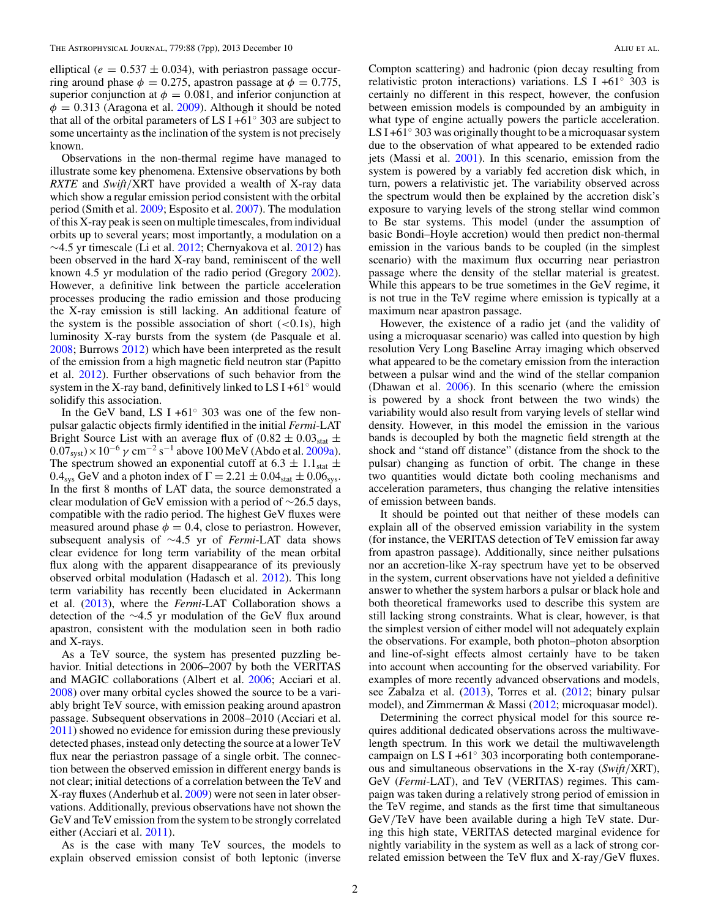elliptical ($e = 0.537 \pm 0.034$), with periastron passage occurring around phase $\phi = 0.275$, apastron passage at $\phi = 0.775$, superior conjunction at $\phi = 0.081$, and inferior conjunction at $\phi = 0.313$ (Aragona et al. 2009). Although it should be noted that all of the orbital parameters of LS I +61° 303 are subject to some uncertainty as the inclination of the system is not precisely known.

Observations in the non-thermal regime have managed to illustrate some key phenomena. Extensive observations by both *RXTE* and *Swift*/XRT have provided a wealth of X-ray data which show a regular emission period consistent with the orbital period (Smith et al. 2009; Esposito et al. 2007). The modulation of this X-ray peak is seen on multiple timescales, from individual orbits up to several years; most importantly, a modulation on a ~4.5 yr timescale (Li et al. 2012; Chernyakova et al. 2012) has been observed in the hard X-ray band, reminiscent of the well known 4.5 yr modulation of the radio period (Gregory 2002). However, a definitive link between the particle acceleration processes producing the radio emission and those producing the X-ray emission is still lacking. An additional feature of the system is the possible association of short (<0.1s), high luminosity X-ray bursts from the system (de Pasquale et al. 2008; Burrows 2012) which have been interpreted as the result of the emission from a high magnetic field neutron star (Papitto et al. 2012). Further observations of such behavior from the system in the X-ray band, definitively linked to LS I +61° would solidify this association.

In the GeV band, LS I +61° 303 was one of the few non-pulsar galactic objects firmly identified in the initial *Fermi*-LAT Bright Source List with an average flux of $(0.82 \pm 0.03_{\rm stat} \pm 0.07_{\rm syst}) \times 10^{-6}\,\gamma\,{\rm cm^{-2}\,s^{-1}}$ above 100 MeV (Abdo et al. 2009a). The spectrum showed an exponential cutoff at $6.3 \pm 1.1_{\rm stat} \pm 0.4_{\rm sys}$ GeV and a photon index of $\Gamma = 2.21 \pm 0.04_{\rm stat} \pm 0.06_{\rm sys}$. In the first 8 months of LAT data, the source demonstrated a clear modulation of GeV emission with a period of ~26.5 days, compatible with the radio period. The highest GeV fluxes were measured around phase $\phi = 0.4$, close to periastron. However, subsequent analysis of ~4.5 yr of *Fermi*-LAT data shows clear evidence for long term variability of the mean orbital flux along with the apparent disappearance of its previously observed orbital modulation (Hadasch et al. 2012). This long term variability has recently been elucidated in Ackermann et al. (2013), where the *Fermi*-LAT Collaboration shows a detection of the ~4.5 yr modulation of the GeV flux around apastron, consistent with the modulation seen in both radio and X-rays.

As a TeV source, the system has presented puzzling behavior. Initial detections in 2006–2007 by both the VERITAS and MAGIC collaborations (Albert et al. 2006; Acciari et al. 2008) over many orbital cycles showed the source to be a variably bright TeV source, with emission peaking around apastron passage. Subsequent observations in 2008–2010 (Acciari et al. 2011) showed no evidence for emission during these previously detected phases, instead only detecting the source at a lower TeV flux near the periastron passage of a single orbit. The connection between the observed emission in different energy bands is not clear; initial detections of a correlation between the TeV and X-ray fluxes (Anderhub et al. 2009) were not seen in later observations. Additionally, previous observations have not shown the GeV and TeV emission from the system to be strongly correlated either (Acciari et al. 2011).

As is the case with many TeV sources, the models to explain observed emission consist of both leptonic (inverse Compton scattering) and hadronic (pion decay resulting from relativistic proton interactions) variations. LS I +61° 303 is certainly no different in this respect, however, the confusion between emission models is compounded by an ambiguity in what type of engine actually powers the particle acceleration. LS I +61° 303 was originally thought to be a microquasar system due to the observation of what appeared to be extended radio jets (Massi et al. 2001). In this scenario, emission from the system is powered by a variably fed accretion disk which, in turn, powers a relativistic jet. The variability observed across the spectrum would then be explained by the accretion disk's exposure to varying levels of the strong stellar wind common to Be star systems. This model (under the assumption of basic Bondi–Hoyle accretion) would then predict non-thermal emission in the various bands to be coupled (in the simplest scenario) with the maximum flux occurring near periastron passage where the density of the stellar material is greatest. While this appears to be true sometimes in the GeV regime, it is not true in the TeV regime where emission is typically at a maximum near apastron passage.

However, the existence of a radio jet (and the validity of using a microquasar scenario) was called into question by high resolution Very Long Baseline Array imaging which observed what appeared to be the cometary emission from the interaction between a pulsar wind and the wind of the stellar companion (Dhawan et al. 2006). In this scenario (where the emission is powered by a shock front between the two winds) the variability would also result from varying levels of stellar wind density. However, in this model the emission in the various bands is decoupled by both the magnetic field strength at the shock and "stand off distance" (distance from the shock to the pulsar) changing as function of orbit. The change in these two quantities would dictate both cooling mechanisms and acceleration parameters, thus changing the relative intensities of emission between bands.

It should be pointed out that neither of these models can explain all of the observed emission variability in the system (for instance, the VERITAS detection of TeV emission far away from apastron passage). Additionally, since neither pulsations nor an accretion-like X-ray spectrum have yet to be observed in the system, current observations have not yielded a definitive answer to whether the system harbors a pulsar or black hole and both theoretical frameworks used to describe this system are still lacking strong constraints. What is clear, however, is that the simplest version of either model will not adequately explain the observations. For example, both photon–photon absorption and line-of-sight effects almost certainly have to be taken into account when accounting for the observed variability. For examples of more recently advanced observations and models, see Zabalza et al. (2013), Torres et al. (2012; binary pulsar model), and Zimmerman & Massi (2012; microquasar model).

Determining the correct physical model for this source requires additional dedicated observations across the multiwavelength spectrum. In this work we detail the multiwavelength campaign on LS I +61° 303 incorporating both contemporaneous and simultaneous observations in the X-ray (*Swift*/XRT), GeV (*Fermi*-LAT), and TeV (VERITAS) regimes. This campaign was taken during a relatively strong period of emission in the TeV regime, and stands as the first time that simultaneous GeV/TeV have been available during a high TeV state. During this high state, VERITAS detected marginal evidence for nightly variability in the system as well as a lack of strong correlated emission between the TeV flux and X-ray/GeV fluxes.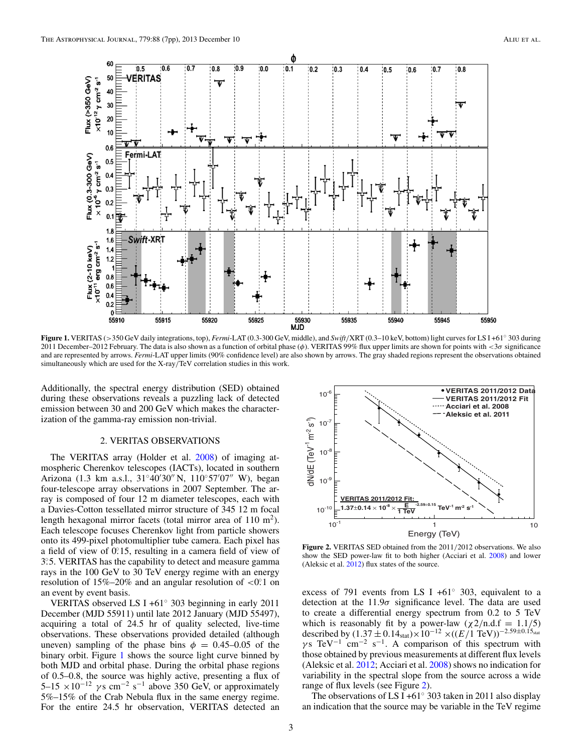**Figure 1.** VERITAS (>350 GeV daily integrations, top), *Fermi*-LAT (0.3-300 GeV, middle), and *Swift*/XRT (0.3–10 keV, bottom) light curves for LS I +61° 303 during 2011 December–2012 February. The data is also shown as a function of orbital phase ($\phi$). VERITAS 99% flux upper limits are shown for points with $<3\sigma$ significance and are represented by arrows. *Fermi*-LAT upper limits (90% confidence level) are also shown by arrows. The gray shaded regions represent the observations obtained simultaneously which are used for the X-ray/TeV correlation studies in this work.

Additionally, the spectral energy distribution (SED) obtained during these observations reveals a puzzling lack of detected emission between 30 and 200 GeV which makes the characterization of the gamma-ray emission non-trivial.

## 2. VERITAS OBSERVATIONS

The VERITAS array (Holder et al. 2008) of imaging atmospheric Cherenkov telescopes (IACTs), located in southern Arizona (1.3 km a.s.l., 31°40′30″ N, 110°57′07″ W), began four-telescope array observations in 2007 September. The array is composed of four 12 m diameter telescopes, each with a Davies-Cotton tessellated mirror structure of 345 12 m focal length hexagonal mirror facets (total mirror area of 110 m$^2$). Each telescope focuses Cherenkov light from particle showers onto its 499-pixel photomultiplier tube camera. Each pixel has a field of view of 0°.15, resulting in a camera field of view of 3°.5. VERITAS has the capability to detect and measure gamma rays in the 100 GeV to 30 TeV energy regime with an energy resolution of 15%–20% and an angular resolution of <0°.1 on an event by event basis.

VERITAS observed LS I +61° 303 beginning in early 2011 December (MJD 55911) until late 2012 January (MJD 55497), acquiring a total of 24.5 hr of quality selected, live-time observations. These observations provided detailed (although uneven) sampling of the phase bins $\phi = 0.45$–$0.05$ of the binary orbit. Figure 1 shows the source light curve binned by both MJD and orbital phase. During the orbital phase regions of 0.5–0.8, the source was highly active, presenting a flux of 5–15 $\times 10^{-12}$ $\gamma$s cm$^{-2}$ s$^{-1}$ above 350 GeV, or approximately 5%–15% of the Crab Nebula flux in the same energy regime. For the entire 24.5 hr observation, VERITAS detected an excess of 791 events from LS I +61° 303, equivalent to a detection at the 11.9$\sigma$ significance level. The data are used to create a differential energy spectrum from 0.2 to 5 TeV which is reasonably fit by a power-law ($\chi 2$/n.d.f = 1.1/5) described by $(1.37 \pm 0.14_{\mathrm{stat}}) \times 10^{-12} \times ((E/1\ \mathrm{TeV}))^{-2.59 \pm 0.15_{\mathrm{stat}}}$ $\gamma$s TeV$^{-1}$ cm$^{-2}$ s$^{-1}$. A comparison of this spectrum with those obtained by previous measurements at different flux levels (Aleksic et al. 2012; Acciari et al. 2008) shows no indication for variability in the spectral slope from the source across a wide range of flux levels (see Figure 2).

**Figure 2.** VERITAS SED obtained from the 2011/2012 observations. We also show the SED power-law fit to both higher (Acciari et al. 2008) and lower (Aleksic et al. 2012) flux states of the source.

The observations of LS I +61° 303 taken in 2011 also display an indication that the source may be variable in the TeV regime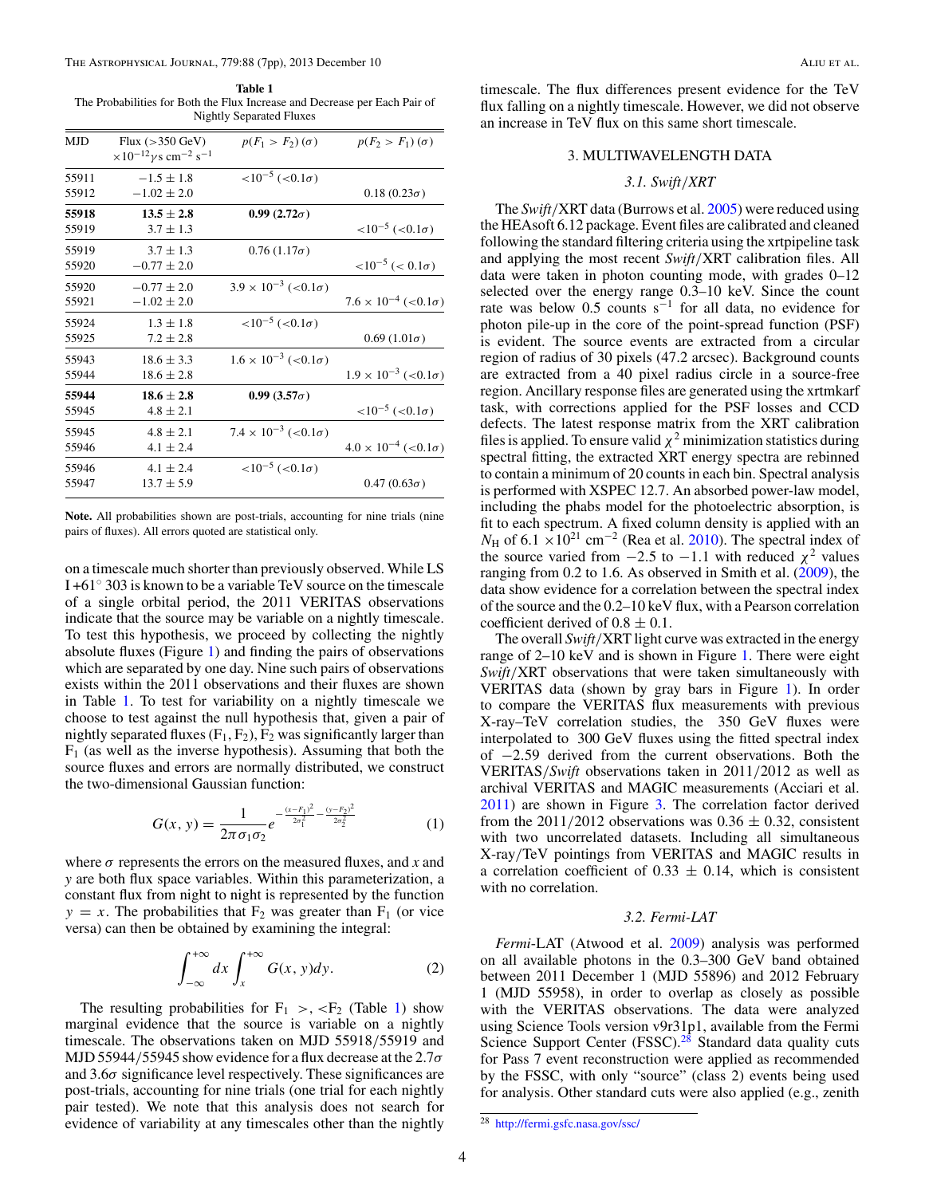**Table 1**
The Probabilities for Both the Flux Increase and Decrease per Each Pair of Nightly Separated Fluxes

| MJD | Flux (>350 GeV) $\times 10^{-12}\gamma$ s cm$^{-2}$ s$^{-1}$ | $p(F_1 > F_2)$ ($\sigma$) | $p(F_2 > F_1)$ ($\sigma$) |
|---|---|---|---|
| 55911 | $-1.5 \pm 1.8$ | $<10^{-5}$ ($<0.1\sigma$) | |
| 55912 | $-1.02 \pm 2.0$ | | 0.18 (0.23$\sigma$) |
| **55918** | **$13.5 \pm 2.8$** | **0.99 (2.72$\sigma$)** | |
| 55919 | $3.7 \pm 1.3$ | | $<10^{-5}$ ($<0.1\sigma$) |
| 55919 | $3.7 \pm 1.3$ | 0.76 (1.17$\sigma$) | |
| 55920 | $-0.77 \pm 2.0$ | | $<10^{-5}$ ($< 0.1\sigma$) |
| 55920 | $-0.77 \pm 2.0$ | $3.9 \times 10^{-3}$ ($<0.1\sigma$) | |
| 55921 | $-1.02 \pm 2.0$ | | $7.6 \times 10^{-4}$ ($<0.1\sigma$) |
| 55924 | $1.3 \pm 1.8$ | $<10^{-5}$ ($<0.1\sigma$) | |
| 55925 | $7.2 \pm 2.8$ | | 0.69 (1.01$\sigma$) |
| 55943 | $18.6 \pm 3.3$ | $1.6 \times 10^{-3}$ ($<0.1\sigma$) | |
| 55944 | $18.6 \pm 2.8$ | | $1.9 \times 10^{-3}$ ($<0.1\sigma$) |
| **55944** | **$18.6 \pm 2.8$** | **0.99 (3.57$\sigma$)** | |
| 55945 | $4.8 \pm 2.1$ | | $<10^{-5}$ ($<0.1\sigma$) |
| 55945 | $4.8 \pm 2.1$ | $7.4 \times 10^{-3}$ ($<0.1\sigma$) | |
| 55946 | $4.1 \pm 2.4$ | | $4.0 \times 10^{-4}$ ($<0.1\sigma$) |
| 55946 | $4.1 \pm 2.4$ | $<10^{-5}$ ($<0.1\sigma$) | |
| 55947 | $13.7 \pm 5.9$ | | 0.47 (0.63$\sigma$) |

**Note.** All probabilities shown are post-trials, accounting for nine trials (nine pairs of fluxes). All errors quoted are statistical only.

on a timescale much shorter than previously observed. While LS I +61° 303 is known to be a variable TeV source on the timescale of a single orbital period, the 2011 VERITAS observations indicate that the source may be variable on a nightly timescale. To test this hypothesis, we proceed by collecting the nightly absolute fluxes (Figure 1) and finding the pairs of observations which are separated by one day. Nine such pairs of observations exists within the 2011 observations and their fluxes are shown in Table 1. To test for variability on a nightly timescale we choose to test against the null hypothesis that, given a pair of nightly separated fluxes ($F_1$, $F_2$), $F_2$ was significantly larger than $F_1$ (as well as the inverse hypothesis). Assuming that both the source fluxes and errors are normally distributed, we construct the two-dimensional Gaussian function:

$$G(x, y) = \frac{1}{2\pi\sigma_1\sigma_2} e^{-\frac{(x-F_1)^2}{2\sigma_1^2} - \frac{(y-F_2)^2}{2\sigma_2^2}} \tag{1}$$

where $\sigma$ represents the errors on the measured fluxes, and $x$ and $y$ are both flux space variables. Within this parameterization, a constant flux from night to night is represented by the function $y = x$. The probabilities that $F_2$ was greater than $F_1$ (or vice versa) can then be obtained by examining the integral:

$$\int_{-\infty}^{+\infty} dx \int_{x}^{+\infty} G(x, y) dy. \tag{2}$$

The resulting probabilities for $F_1$ >, <$F_2$ (Table 1) show marginal evidence that the source is variable on a nightly timescale. The observations taken on MJD 55918/55919 and MJD 55944/55945 show evidence for a flux decrease at the 2.7$\sigma$ and 3.6$\sigma$ significance level respectively. These significances are post-trials, accounting for nine trials (one trial for each nightly pair tested). We note that this analysis does not search for evidence of variability at any timescales other than the nightly timescale. The flux differences present evidence for the TeV flux falling on a nightly timescale. However, we did not observe an increase in TeV flux on this same short timescale.

## 3. MULTIWAVELENGTH DATA

### 3.1. *Swift*/XRT

The *Swift*/XRT data (Burrows et al. 2005) were reduced using the HEAsoft 6.12 package. Event files are calibrated and cleaned following the standard filtering criteria using the xrtpipeline task and applying the most recent *Swift*/XRT calibration files. All data were taken in photon counting mode, with grades 0–12 selected over the energy range 0.3–10 keV. Since the count rate was below 0.5 counts s$^{-1}$ for all data, no evidence for photon pile-up in the core of the point-spread function (PSF) is evident. The source events are extracted from a circular region of radius of 30 pixels (47.2 arcsec). Background counts are extracted from a 40 pixel radius circle in a source-free region. Ancillary response files are generated using the xrtmkarf task, with corrections applied for the PSF losses and CCD defects. The latest response matrix from the XRT calibration files is applied. To ensure valid $\chi^2$ minimization statistics during spectral fitting, the extracted XRT energy spectra are rebinned to contain a minimum of 20 counts in each bin. Spectral analysis is performed with XSPEC 12.7. An absorbed power-law model, including the phabs model for the photoelectric absorption, is fit to each spectrum. A fixed column density is applied with an $N_{\rm H}$ of 6.1 $\times 10^{21}$ cm$^{-2}$ (Rea et al. 2010). The spectral index of the source varied from $-2.5$ to $-1.1$ with reduced $\chi^2$ values ranging from 0.2 to 1.6. As observed in Smith et al. (2009), the data show evidence for a correlation between the spectral index of the source and the 0.2–10 keV flux, with a Pearson correlation coefficient derived of $0.8 \pm 0.1$.

The overall *Swift*/XRT light curve was extracted in the energy range of 2–10 keV and is shown in Figure 1. There were eight *Swift*/XRT observations that were taken simultaneously with VERITAS data (shown by gray bars in Figure 1). In order to compare the VERITAS flux measurements with previous X-ray–TeV correlation studies, the 350 GeV fluxes were interpolated to 300 GeV fluxes using the fitted spectral index of $-2.59$ derived from the current observations. Both the VERITAS/*Swift* observations taken in 2011/2012 as well as archival VERITAS and MAGIC measurements (Acciari et al. 2011) are shown in Figure 3. The correlation factor derived from the 2011/2012 observations was $0.36 \pm 0.32$, consistent with two uncorrelated datasets. Including all simultaneous X-ray/TeV pointings from VERITAS and MAGIC results in a correlation coefficient of $0.33 \pm 0.14$, which is consistent with no correlation.

### 3.2. *Fermi*-LAT

*Fermi*-LAT (Atwood et al. 2009) analysis was performed on all available photons in the 0.3–300 GeV band obtained between 2011 December 1 (MJD 55896) and 2012 February 1 (MJD 55958), in order to overlap as closely as possible with the VERITAS observations. The data were analyzed using Science Tools version v9r31p1, available from the Fermi Science Support Center (FSSC).[28] Standard data quality cuts for Pass 7 event reconstruction were applied as recommended by the FSSC, with only "source" (class 2) events being used for analysis. Other standard cuts were also applied (e.g., zenith

[28] http://fermi.gsfc.nasa.gov/ssc/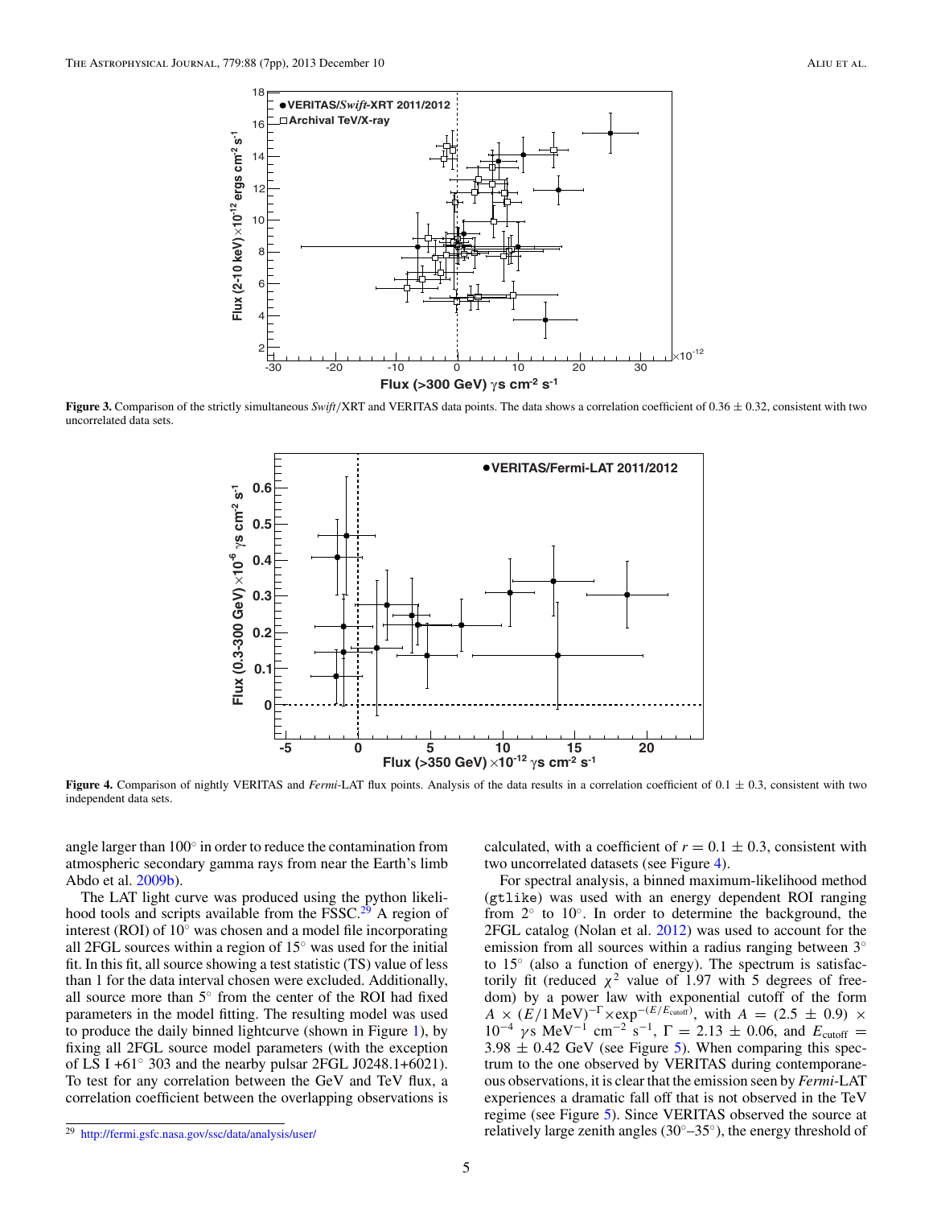**Figure 3.** Comparison of the strictly simultaneous *Swift*/XRT and VERITAS data points. The data shows a correlation coefficient of $0.36 \pm 0.32$, consistent with two uncorrelated data sets.

**Figure 4.** Comparison of nightly VERITAS and *Fermi*-LAT flux points. Analysis of the data results in a correlation coefficient of $0.1 \pm 0.3$, consistent with two independent data sets.

angle larger than 100° in order to reduce the contamination from atmospheric secondary gamma rays from near the Earth's limb Abdo et al. 2009b).

The LAT light curve was produced using the python likelihood tools and scripts available from the FSSC.[29] A region of interest (ROI) of 10° was chosen and a model file incorporating all 2FGL sources within a region of 15° was used for the initial fit. In this fit, all source showing a test statistic (TS) value of less than 1 for the data interval chosen were excluded. Additionally, all source more than 5° from the center of the ROI had fixed parameters in the model fitting. The resulting model was used to produce the daily binned lightcurve (shown in Figure 1), by fixing all 2FGL source model parameters (with the exception of LS I +61° 303 and the nearby pulsar 2FGL J0248.1+6021). To test for any correlation between the GeV and TeV flux, a correlation coefficient between the overlapping observations is calculated, with a coefficient of $r = 0.1 \pm 0.3$, consistent with two uncorrelated datasets (see Figure 4).

For spectral analysis, a binned maximum-likelihood method (`gtlike`) was used with an energy dependent ROI ranging from 2° to 10°. In order to determine the background, the 2FGL catalog (Nolan et al. 2012) was used to account for the emission from all sources within a radius ranging between 3° to 15° (also a function of energy). The spectrum is satisfactorily fit (reduced $\chi^2$ value of 1.97 with 5 degrees of freedom) by a power law with exponential cutoff of the form $A \times (E/1\,\mathrm{MeV})^{-\Gamma} \times \exp^{-(E/E_{\mathrm{cutoff}})}$, with $A = (2.5 \pm 0.9) \times 10^{-4}$ $\gamma$s MeV$^{-1}$ cm$^{-2}$ s$^{-1}$, $\Gamma = 2.13 \pm 0.06$, and $E_{\mathrm{cutoff}} = 3.98 \pm 0.42$ GeV (see Figure 5). When comparing this spectrum to the one observed by VERITAS during contemporaneous observations, it is clear that the emission seen by *Fermi*-LAT experiences a dramatic fall off that is not observed in the TeV regime (see Figure 5). Since VERITAS observed the source at relatively large zenith angles (30°–35°), the energy threshold of

[29] http://fermi.gsfc.nasa.gov/ssc/data/analysis/user/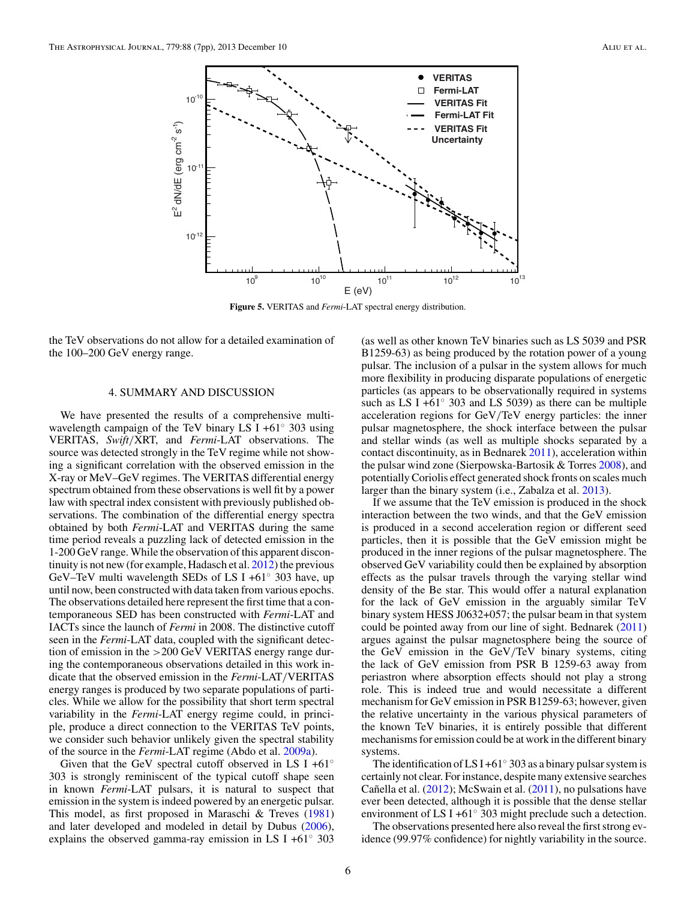Figure 5. VERITAS and *Fermi*-LAT spectral energy distribution.

the TeV observations do not allow for a detailed examination of the 100–200 GeV energy range.

## 4. SUMMARY AND DISCUSSION

We have presented the results of a comprehensive multi-wavelength campaign of the TeV binary LS I +61° 303 using VERITAS, *Swift*/XRT, and *Fermi*-LAT observations. The source was detected strongly in the TeV regime while not showing a significant correlation with the observed emission in the X-ray or MeV–GeV regimes. The VERITAS differential energy spectrum obtained from these observations is well fit by a power law with spectral index consistent with previously published observations. The combination of the differential energy spectra obtained by both *Fermi*-LAT and VERITAS during the same time period reveals a puzzling lack of detected emission in the 1-200 GeV range. While the observation of this apparent discontinuity is not new (for example, Hadasch et al. 2012) the previous GeV–TeV multi wavelength SEDs of LS I +61° 303 have, up until now, been constructed with data taken from various epochs. The observations detailed here represent the first time that a contemporaneous SED has been constructed with *Fermi*-LAT and IACTs since the launch of *Fermi* in 2008. The distinctive cutoff seen in the *Fermi*-LAT data, coupled with the significant detection of emission in the >200 GeV VERITAS energy range during the contemporaneous observations detailed in this work indicate that the observed emission in the *Fermi*-LAT/VERITAS energy ranges is produced by two separate populations of particles. While we allow for the possibility that short term spectral variability in the *Fermi*-LAT energy regime could, in principle, produce a direct connection to the VERITAS TeV points, we consider such behavior unlikely given the spectral stability of the source in the *Fermi*-LAT regime (Abdo et al. 2009a).

Given that the GeV spectral cutoff observed in LS I +61° 303 is strongly reminiscent of the typical cutoff shape seen in known *Fermi*-LAT pulsars, it is natural to suspect that emission in the system is indeed powered by an energetic pulsar. This model, as first proposed in Maraschi & Treves (1981) and later developed and modeled in detail by Dubus (2006), explains the observed gamma-ray emission in LS I +61° 303 (as well as other known TeV binaries such as LS 5039 and PSR B1259-63) as being produced by the rotation power of a young pulsar. The inclusion of a pulsar in the system allows for much more flexibility in producing disparate populations of energetic particles (as appears to be observationally required in systems such as LS I +61° 303 and LS 5039) as there can be multiple acceleration regions for GeV/TeV energy particles: the inner pulsar magnetosphere, the shock interface between the pulsar and stellar winds (as well as multiple shocks separated by a contact discontinuity, as in Bednarek 2011), acceleration within the pulsar wind zone (Sierpowska-Bartosik & Torres 2008), and potentially Coriolis effect generated shock fronts on scales much larger than the binary system (i.e., Zabalza et al. 2013).

If we assume that the TeV emission is produced in the shock interaction between the two winds, and that the GeV emission is produced in a second acceleration region or different seed particles, then it is possible that the GeV emission might be produced in the inner regions of the pulsar magnetosphere. The observed GeV variability could then be explained by absorption effects as the pulsar travels through the varying stellar wind density of the Be star. This would offer a natural explanation for the lack of GeV emission in the arguably similar TeV binary system HESS J0632+057; the pulsar beam in that system could be pointed away from our line of sight. Bednarek (2011) argues against the pulsar magnetosphere being the source of the GeV emission in the GeV/TeV binary systems, citing the lack of GeV emission from PSR B 1259-63 away from periastron where absorption effects should not play a strong role. This is indeed true and would necessitate a different mechanism for GeV emission in PSR B1259-63; however, given the relative uncertainty in the various physical parameters of the known TeV binaries, it is entirely possible that different mechanisms for emission could be at work in the different binary systems.

The identification of LS I +61° 303 as a binary pulsar system is certainly not clear. For instance, despite many extensive searches Cañella et al. (2012); McSwain et al. (2011), no pulsations have ever been detected, although it is possible that the dense stellar environment of LS I +61° 303 might preclude such a detection.

The observations presented here also reveal the first strong evidence (99.97% confidence) for nightly variability in the source.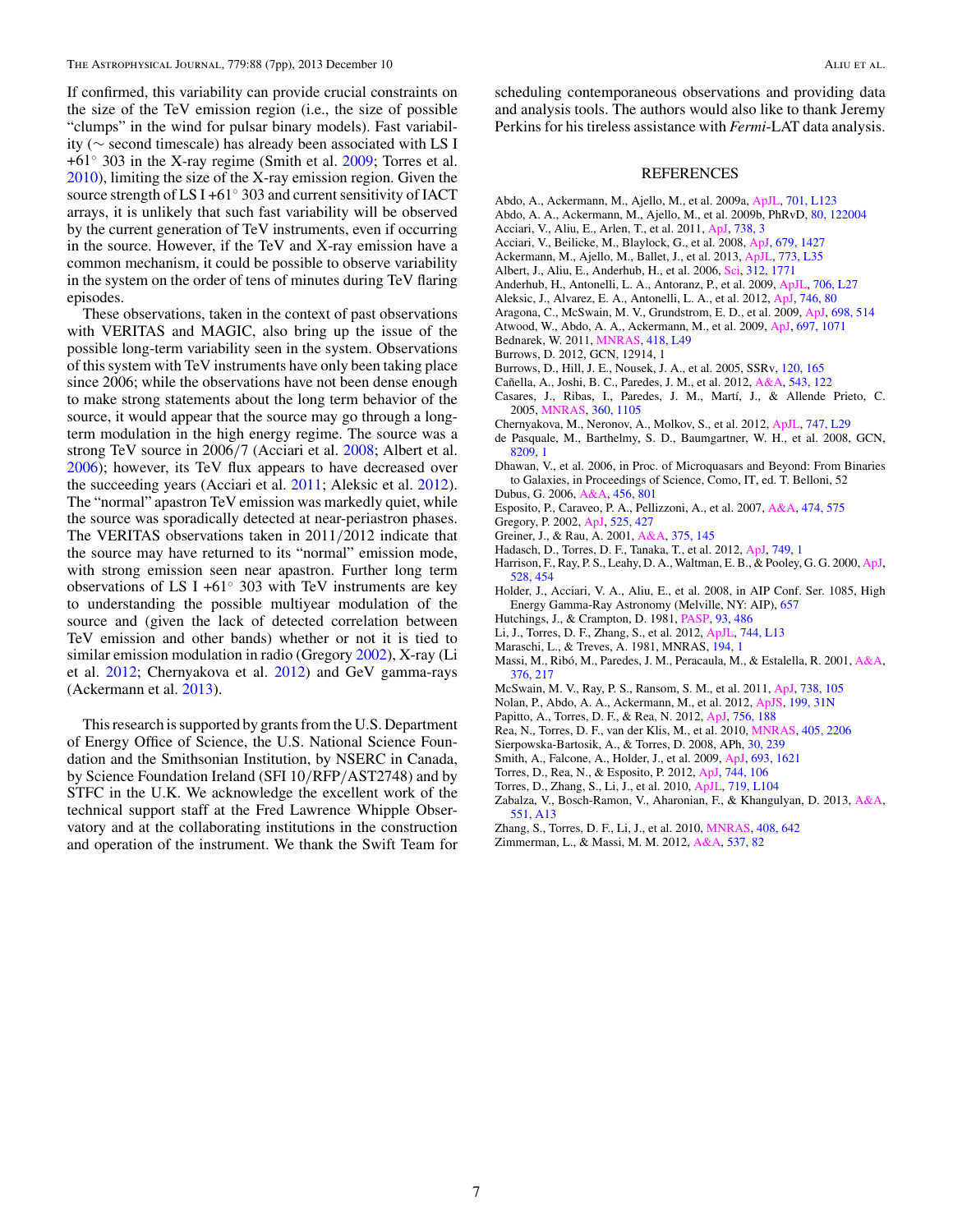If confirmed, this variability can provide crucial constraints on the size of the TeV emission region (i.e., the size of possible "clumps" in the wind for pulsar binary models). Fast variability (∼ second timescale) has already been associated with LS I +61° 303 in the X-ray regime (Smith et al. 2009; Torres et al. 2010), limiting the size of the X-ray emission region. Given the source strength of LS I +61° 303 and current sensitivity of IACT arrays, it is unlikely that such fast variability will be observed by the current generation of TeV instruments, even if occurring in the source. However, if the TeV and X-ray emission have a common mechanism, it could be possible to observe variability in the system on the order of tens of minutes during TeV flaring episodes.

These observations, taken in the context of past observations with VERITAS and MAGIC, also bring up the issue of the possible long-term variability seen in the system. Observations of this system with TeV instruments have only been taking place since 2006; while the observations have not been dense enough to make strong statements about the long term behavior of the source, it would appear that the source may go through a long-term modulation in the high energy regime. The source was a strong TeV source in 2006/7 (Acciari et al. 2008; Albert et al. 2006); however, its TeV flux appears to have decreased over the succeeding years (Acciari et al. 2011; Aleksic et al. 2012). The "normal" apastron TeV emission was markedly quiet, while the source was sporadically detected at near-periastron phases. The VERITAS observations taken in 2011/2012 indicate that the source may have returned to its "normal" emission mode, with strong emission seen near apastron. Further long term observations of LS I +61° 303 with TeV instruments are key to understanding the possible multiyear modulation of the source and (given the lack of detected correlation between TeV emission and other bands) whether or not it is tied to similar emission modulation in radio (Gregory 2002), X-ray (Li et al. 2012; Chernyakova et al. 2012) and GeV gamma-rays (Ackermann et al. 2013).

This research is supported by grants from the U.S. Department of Energy Office of Science, the U.S. National Science Foundation and the Smithsonian Institution, by NSERC in Canada, by Science Foundation Ireland (SFI 10/RFP/AST2748) and by STFC in the U.K. We acknowledge the excellent work of the technical support staff at the Fred Lawrence Whipple Observatory and at the collaborating institutions in the construction and operation of the instrument. We thank the Swift Team for scheduling contemporaneous observations and providing data and analysis tools. The authors would also like to thank Jeremy Perkins for his tireless assistance with *Fermi*-LAT data analysis.

## REFERENCES

Abdo, A., Ackermann, M., Ajello, M., et al. 2009a, ApJL, 701, L123
Abdo, A. A., Ackermann, M., Ajello, M., et al. 2009b, PhRvD, 80, 122004
Acciari, V., Aliu, E., Arlen, T., et al. 2011, ApJ, 738, 3
Acciari, V., Beilicke, M., Blaylock, G., et al. 2008, ApJ, 679, 1427
Ackermann, M., Ajello, M., Ballet, J., et al. 2013, ApJL, 773, L35
Albert, J., Aliu, E., Anderhub, H., et al. 2006, Sci, 312, 1771
Anderhub, H., Antonelli, L. A., Antoranz, P., et al. 2009, ApJL, 706, L27
Aleksic, J., Alvarez, E. A., Antonelli, L. A., et al. 2012, ApJ, 746, 80
Aragona, C., McSwain, M. V., Grundstrom, E. D., et al. 2009, ApJ, 698, 514
Atwood, W., Abdo, A. A., Ackermann, M., et al. 2009, ApJ, 697, 1071
Bednarek, W. 2011, MNRAS, 418, L49
Burrows, D. 2012, GCN, 12914, 1
Burrows, D., Hill, J. E., Nousek, J. A., et al. 2005, SSRv, 120, 165
Cañella, A., Joshi, B. C., Paredes, J. M., et al. 2012, A&A, 543, 122
Casares, J., Ribas, I., Paredes, J. M., Martí, J., & Allende Prieto, C. 2005, MNRAS, 360, 1105
Chernyakova, M., Neronov, A., Molkov, S., et al. 2012, ApJL, 747, L29
de Pasquale, M., Barthelmy, S. D., Baumgartner, W. H., et al. 2008, GCN, 8209, 1
Dhawan, V., et al. 2006, in Proc. of Microquasars and Beyond: From Binaries to Galaxies, in Proceedings of Science, Como, IT, ed. T. Belloni, 52
Dubus, G. 2006, A&A, 456, 801
Esposito, P., Caraveo, P. A., Pellizzoni, A., et al. 2007, A&A, 474, 575
Gregory, P. 2002, ApJ, 525, 427
Greiner, J., & Rau, A. 2001, A&A, 375, 145
Hadasch, D., Torres, D. F., Tanaka, T., et al. 2012, ApJ, 749, 1
Harrison, F., Ray, P. S., Leahy, D. A., Waltman, E. B., & Pooley, G. G. 2000, ApJ, 528, 454
Holder, J., Acciari, V. A., Aliu, E., et al. 2008, in AIP Conf. Ser. 1085, High Energy Gamma-Ray Astronomy (Melville, NY: AIP), 657
Hutchings, J., & Crampton, D. 1981, PASP, 93, 486
Li, J., Torres, D. F., Zhang, S., et al. 2012, ApJL, 744, L13
Maraschi, L., & Treves, A. 1981, MNRAS, 194, 1
Massi, M., Ribó, M., Paredes, J. M., Peracaula, M., & Estalella, R. 2001, A&A, 376, 217
McSwain, M. V., Ray, P. S., Ransom, S. M., et al. 2011, ApJ, 738, 105
Nolan, P., Abdo, A. A., Ackermann, M., et al. 2012, ApJS, 199, 31N
Papitto, A., Torres, D. F., & Rea, N. 2012, ApJ, 756, 188
Rea, N., Torres, D. F., van der Klis, M., et al. 2010, MNRAS, 405, 2206
Sierpowska-Bartosik, A., & Torres, D. 2008, APh, 30, 239
Smith, A., Falcone, A., Holder, J., et al. 2009, ApJ, 693, 1621
Torres, D., Rea, N., & Esposito, P. 2012, ApJ, 744, 106
Torres, D., Zhang, S., Li, J., et al. 2010, ApJL, 719, L104
Zabalza, V., Bosch-Ramon, V., Aharonian, F., & Khangulyan, D. 2013, A&A, 551, A13
Zhang, S., Torres, D. F., Li, J., et al. 2010, MNRAS, 408, 642
Zimmerman, L., & Massi, M. M. 2012, A&A, 537, 82